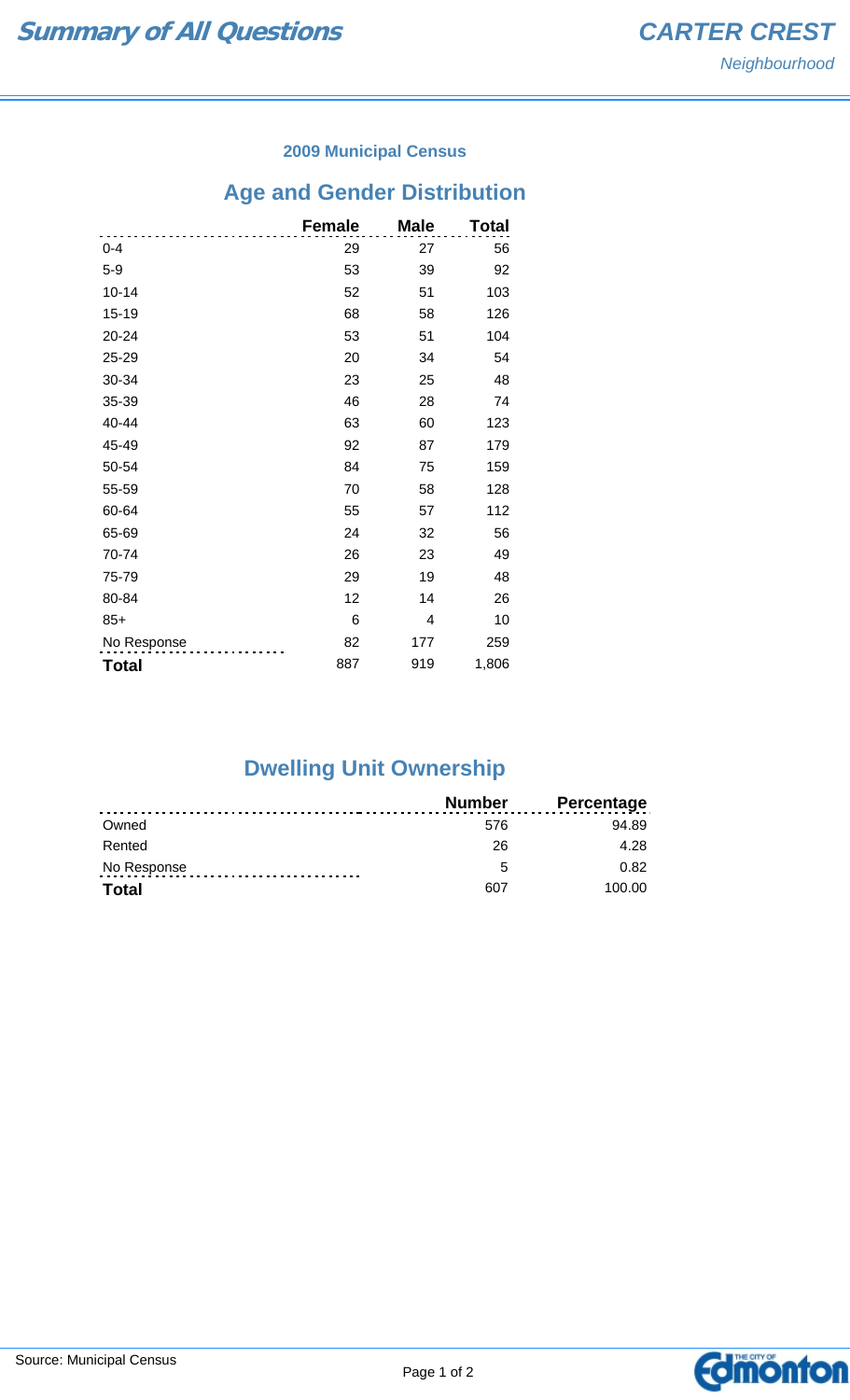# Summary of All Questions

## CARTER CREST
*Neighbourhood*

### 2009 Municipal Census

## Age and Gender Distribution

| | Female | Male | Total |
|---|---|---|---|
| 0-4 | 29 | 27 | 56 |
| 5-9 | 53 | 39 | 92 |
| 10-14 | 52 | 51 | 103 |
| 15-19 | 68 | 58 | 126 |
| 20-24 | 53 | 51 | 104 |
| 25-29 | 20 | 34 | 54 |
| 30-34 | 23 | 25 | 48 |
| 35-39 | 46 | 28 | 74 |
| 40-44 | 63 | 60 | 123 |
| 45-49 | 92 | 87 | 179 |
| 50-54 | 84 | 75 | 159 |
| 55-59 | 70 | 58 | 128 |
| 60-64 | 55 | 57 | 112 |
| 65-69 | 24 | 32 | 56 |
| 70-74 | 26 | 23 | 49 |
| 75-79 | 29 | 19 | 48 |
| 80-84 | 12 | 14 | 26 |
| 85+ | 6 | 4 | 10 |
| No Response | 82 | 177 | 259 |
| **Total** | 887 | 919 | 1,806 |

## Dwelling Unit Ownership

| | Number | Percentage |
|---|---|---|
| Owned | 576 | 94.89 |
| Rented | 26 | 4.28 |
| No Response | 5 | 0.82 |
| **Total** | 607 | 100.00 |

Source: Municipal Census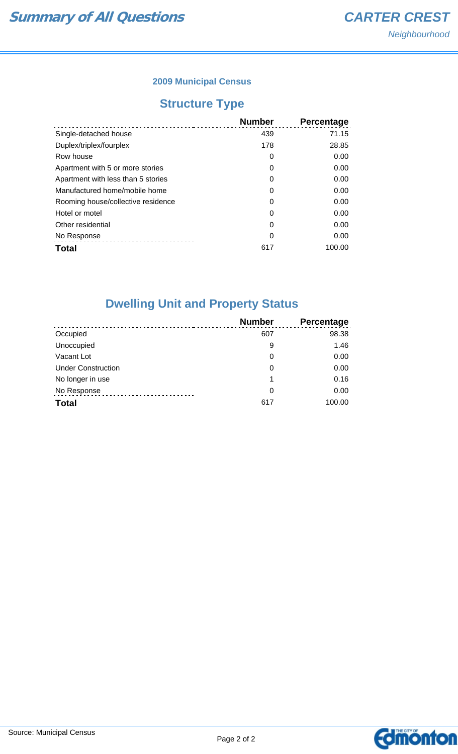# Summary of All Questions

**CARTER CREST**
*Neighbourhood*

### 2009 Municipal Census

## Structure Type

| | Number | Percentage |
|---|---|---|
| Single-detached house | 439 | 71.15 |
| Duplex/triplex/fourplex | 178 | 28.85 |
| Row house | 0 | 0.00 |
| Apartment with 5 or more stories | 0 | 0.00 |
| Apartment with less than 5 stories | 0 | 0.00 |
| Manufactured home/mobile home | 0 | 0.00 |
| Rooming house/collective residence | 0 | 0.00 |
| Hotel or motel | 0 | 0.00 |
| Other residential | 0 | 0.00 |
| No Response | 0 | 0.00 |
| **Total** | 617 | 100.00 |

## Dwelling Unit and Property Status

| | Number | Percentage |
|---|---|---|
| Occupied | 607 | 98.38 |
| Unoccupied | 9 | 1.46 |
| Vacant Lot | 0 | 0.00 |
| Under Construction | 0 | 0.00 |
| No longer in use | 1 | 0.16 |
| No Response | 0 | 0.00 |
| **Total** | 617 | 100.00 |

Source: Municipal Census